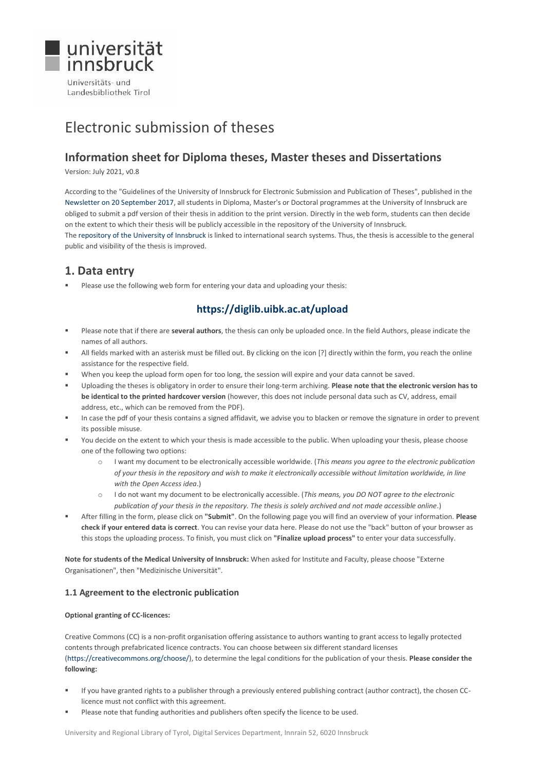universität innsbruck

Universitäts- und Landesbibliothek Tirol

# Electronic submission of theses

## Information sheet for Diploma theses, Master theses and Dissertations

Version: July 2021, v0.8

According to the "Guidelines of the University of Innsbruck for Electronic Submission and Publication of Theses", published in the Newsletter on 20 September 2017, all students in Diploma, Master's or Doctoral programmes at the University of Innsbruck are obliged to submit a pdf version of their thesis in addition to the print version. Directly in the web form, students can then decide on the extent to which their thesis will be publicly accessible in the repository of the University of Innsbruck.
The repository of the University of Innsbruck is linked to international search systems. Thus, the thesis is accessible to the general public and visibility of the thesis is improved.

## 1. Data entry

- Please use the following web form for entering your data and uploading your thesis:

### https://diglib.uibk.ac.at/upload

- Please note that if there are **several authors**, the thesis can only be uploaded once. In the field Authors, please indicate the names of all authors.
- All fields marked with an asterisk must be filled out. By clicking on the icon [?] directly within the form, you reach the online assistance for the respective field.
- When you keep the upload form open for too long, the session will expire and your data cannot be saved.
- Uploading the theses is obligatory in order to ensure their long-term archiving. **Please note that the electronic version has to be identical to the printed hardcover version** (however, this does not include personal data such as CV, address, email address, etc., which can be removed from the PDF).
- In case the pdf of your thesis contains a signed affidavit, we advise you to blacken or remove the signature in order to prevent its possible misuse.
- You decide on the extent to which your thesis is made accessible to the public. When uploading your thesis, please choose one of the following two options:
  - I want my document to be electronically accessible worldwide. (*This means you agree to the electronic publication of your thesis in the repository and wish to make it electronically accessible without limitation worldwide, in line with the Open Access idea*.)
  - I do not want my document to be electronically accessible. (*This means, you DO NOT agree to the electronic publication of your thesis in the repository. The thesis is solely archived and not made accessible online*.)
- After filling in the form, please click on **"Submit"**. On the following page you will find an overview of your information. **Please check if your entered data is correct**. You can revise your data here. Please do not use the "back" button of your browser as this stops the uploading process. To finish, you must click on **"Finalize upload process"** to enter your data successfully.

**Note for students of the Medical University of Innsbruck:** When asked for Institute and Faculty, please choose "Externe Organisationen", then "Medizinische Universität".

### 1.1 Agreement to the electronic publication

**Optional granting of CC-licences:**

Creative Commons (CC) is a non-profit organisation offering assistance to authors wanting to grant access to legally protected contents through prefabricated licence contracts. You can choose between six different standard licenses (https://creativecommons.org/choose/), to determine the legal conditions for the publication of your thesis. **Please consider the following:**

- If you have granted rights to a publisher through a previously entered publishing contract (author contract), the chosen CC-licence must not conflict with this agreement.
- Please note that funding authorities and publishers often specify the licence to be used.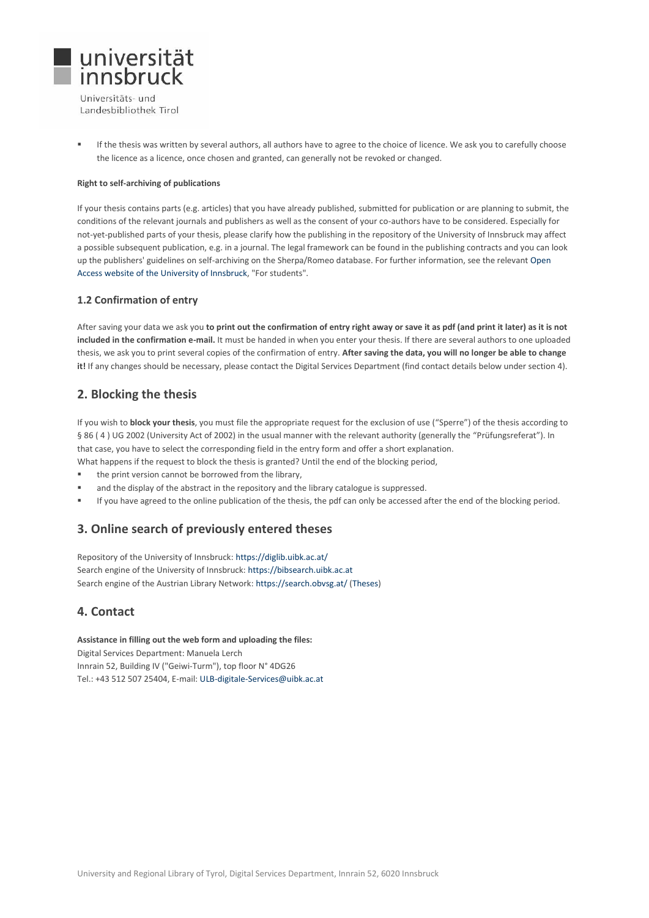- If the thesis was written by several authors, all authors have to agree to the choice of licence. We ask you to carefully choose the licence as a licence, once chosen and granted, can generally not be revoked or changed.

**Right to self-archiving of publications**

If your thesis contains parts (e.g. articles) that you have already published, submitted for publication or are planning to submit, the conditions of the relevant journals and publishers as well as the consent of your co-authors have to be considered. Especially for not-yet-published parts of your thesis, please clarify how the publishing in the repository of the University of Innsbruck may affect a possible subsequent publication, e.g. in a journal. The legal framework can be found in the publishing contracts and you can look up the publishers' guidelines on self-archiving on the Sherpa/Romeo database. For further information, see the relevant Open Access website of the University of Innsbruck, "For students".

### 1.2 Confirmation of entry

After saving your data we ask you **to print out the confirmation of entry right away or save it as pdf (and print it later) as it is not included in the confirmation e-mail.** It must be handed in when you enter your thesis. If there are several authors to one uploaded thesis, we ask you to print several copies of the confirmation of entry. **After saving the data, you will no longer be able to change it!** If any changes should be necessary, please contact the Digital Services Department (find contact details below under section 4).

## 2. Blocking the thesis

If you wish to **block your thesis**, you must file the appropriate request for the exclusion of use ("Sperre") of the thesis according to § 86 ( 4 ) UG 2002 (University Act of 2002) in the usual manner with the relevant authority (generally the "Prüfungsreferat"). In that case, you have to select the corresponding field in the entry form and offer a short explanation.
What happens if the request to block the thesis is granted? Until the end of the blocking period,

- the print version cannot be borrowed from the library,
- and the display of the abstract in the repository and the library catalogue is suppressed.
- If you have agreed to the online publication of the thesis, the pdf can only be accessed after the end of the blocking period.

## 3. Online search of previously entered theses

Repository of the University of Innsbruck: https://diglib.uibk.ac.at/
Search engine of the University of Innsbruck: https://bibsearch.uibk.ac.at
Search engine of the Austrian Library Network: https://search.obvsg.at/ (Theses)

## 4. Contact

**Assistance in filling out the web form and uploading the files:**
Digital Services Department: Manuela Lerch
Innrain 52, Building IV ("Geiwi-Turm"), top floor N° 4DG26
Tel.: +43 512 507 25404, E-mail: ULB-digitale-Services@uibk.ac.at